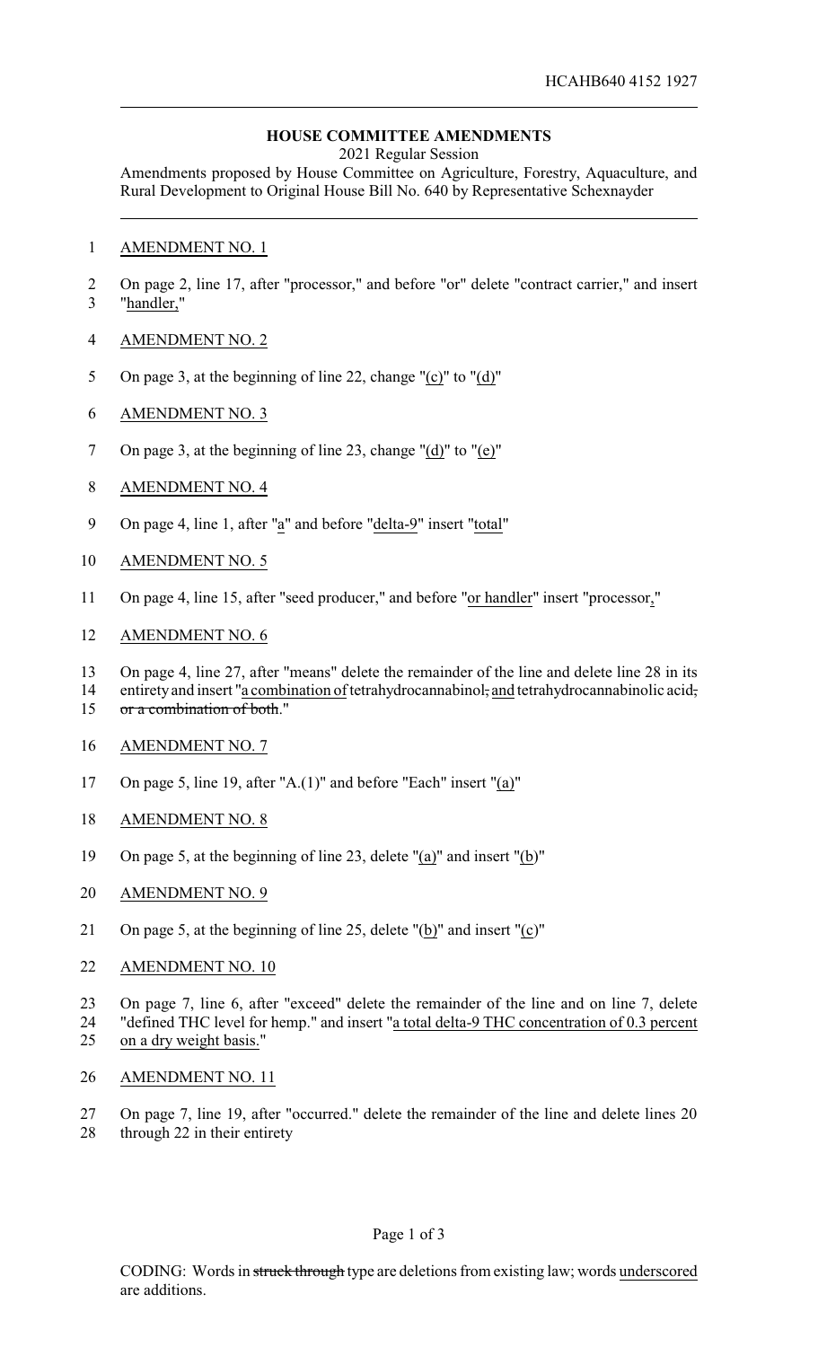HCAHB640 4152 1927

**HOUSE COMMITTEE AMENDMENTS**

2021 Regular Session

Amendments proposed by House Committee on Agriculture, Forestry, Aquaculture, and Rural Development to Original House Bill No. 640 by Representative Schexnayder

AMENDMENT NO. 1

On page 2, line 17, after "processor," and before "or" delete "contract carrier," and insert "handler,"

AMENDMENT NO. 2

On page 3, at the beginning of line 22, change "(c)" to "(d)"

AMENDMENT NO. 3

On page 3, at the beginning of line 23, change "(d)" to "(e)"

AMENDMENT NO. 4

On page 4, line 1, after "a" and before "delta-9" insert "total"

AMENDMENT NO. 5

On page 4, line 15, after "seed producer," and before "or handler" insert "processor,"

AMENDMENT NO. 6

On page 4, line 27, after "means" delete the remainder of the line and delete line 28 in its entirety and insert "a combination of tetrahydrocannabinol, and tetrahydrocannabinolic acid, ~~or a combination of both~~."

AMENDMENT NO. 7

On page 5, line 19, after "A.(1)" and before "Each" insert "(a)"

AMENDMENT NO. 8

On page 5, at the beginning of line 23, delete "(a)" and insert "(b)"

AMENDMENT NO. 9

On page 5, at the beginning of line 25, delete "(b)" and insert "(c)"

AMENDMENT NO. 10

On page 7, line 6, after "exceed" delete the remainder of the line and on line 7, delete "defined THC level for hemp." and insert "a total delta-9 THC concentration of 0.3 percent on a dry weight basis."

AMENDMENT NO. 11

On page 7, line 19, after "occurred." delete the remainder of the line and delete lines 20 through 22 in their entirety

CODING: Words in ~~struck through~~ type are deletions from existing law; words underscored are additions.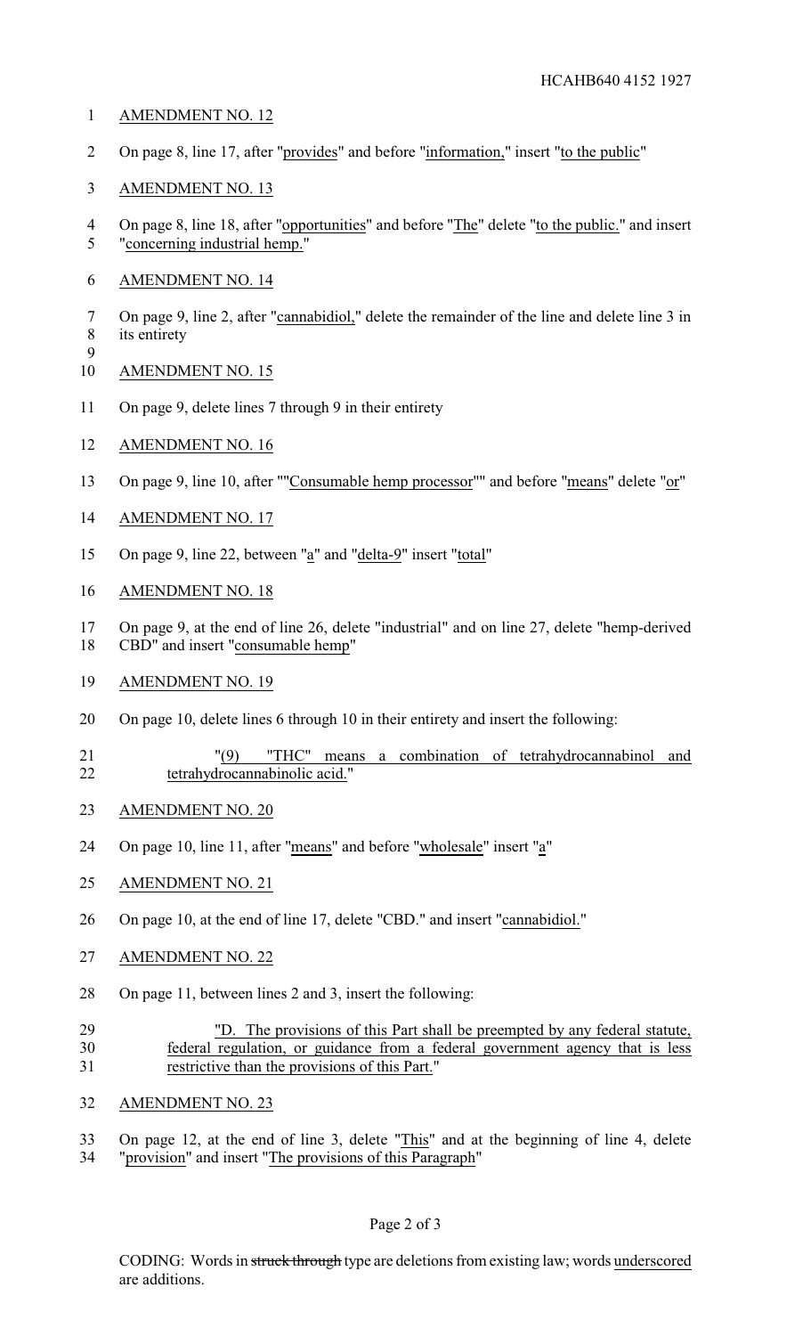AMENDMENT NO. 12

On page 8, line 17, after "provides" and before "information," insert "to the public"

AMENDMENT NO. 13

On page 8, line 18, after "opportunities" and before "The" delete "to the public." and insert "concerning industrial hemp."

AMENDMENT NO. 14

On page 9, line 2, after "cannabidiol," delete the remainder of the line and delete line 3 in its entirety

AMENDMENT NO. 15

On page 9, delete lines 7 through 9 in their entirety

AMENDMENT NO. 16

On page 9, line 10, after ""Consumable hemp processor"" and before "means" delete "or"

AMENDMENT NO. 17

On page 9, line 22, between "a" and "delta-9" insert "total"

AMENDMENT NO. 18

On page 9, at the end of line 26, delete "industrial" and on line 27, delete "hemp-derived CBD" and insert "consumable hemp"

AMENDMENT NO. 19

On page 10, delete lines 6 through 10 in their entirety and insert the following:

"(9) "THC" means a combination of tetrahydrocannabinol and tetrahydrocannabinolic acid."

AMENDMENT NO. 20

On page 10, line 11, after "means" and before "wholesale" insert "a"

AMENDMENT NO. 21

On page 10, at the end of line 17, delete "CBD." and insert "cannabidiol."

AMENDMENT NO. 22

On page 11, between lines 2 and 3, insert the following:

"D. The provisions of this Part shall be preempted by any federal statute, federal regulation, or guidance from a federal government agency that is less restrictive than the provisions of this Part."

AMENDMENT NO. 23

On page 12, at the end of line 3, delete "This" and at the beginning of line 4, delete "provision" and insert "The provisions of this Paragraph"

CODING: Words in ~~struck through~~ type are deletions from existing law; words underscored are additions.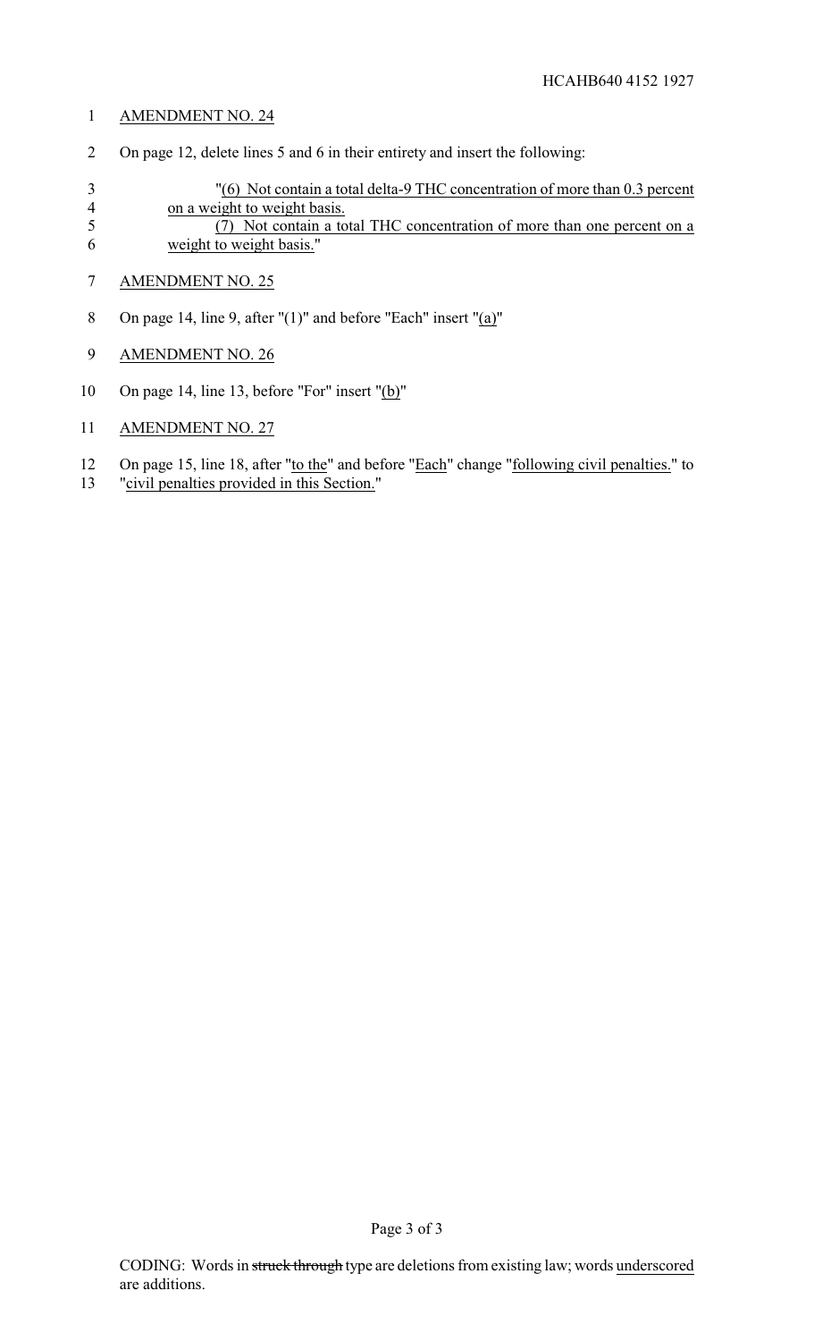AMENDMENT NO. 24

On page 12, delete lines 5 and 6 in their entirety and insert the following:

"(6) Not contain a total delta-9 THC concentration of more than 0.3 percent on a weight to weight basis.

(7) Not contain a total THC concentration of more than one percent on a weight to weight basis."

AMENDMENT NO. 25

On page 14, line 9, after "(1)" and before "Each" insert "(a)"

AMENDMENT NO. 26

On page 14, line 13, before "For" insert "(b)"

AMENDMENT NO. 27

On page 15, line 18, after "to the" and before "Each" change "following civil penalties." to "civil penalties provided in this Section."

CODING: Words in ~~struck through~~ type are deletions from existing law; words underscored are additions.